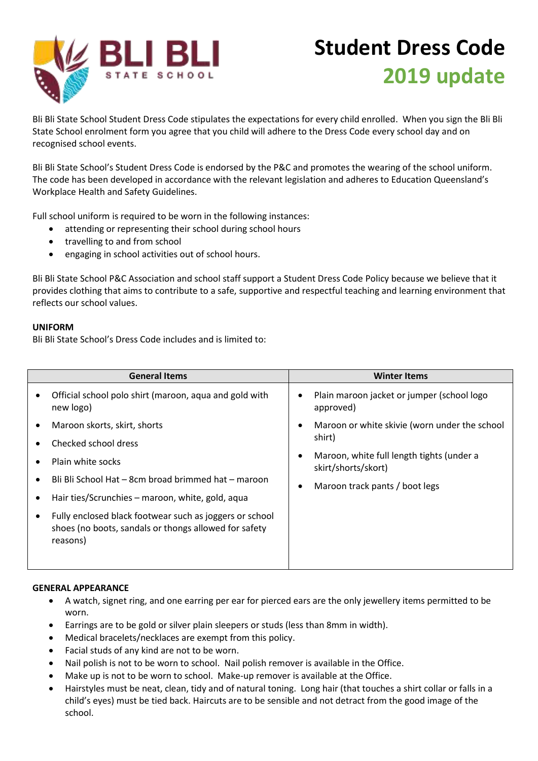BLI BLI STATE SCHOOL

# Student Dress Code
## 2019 update

Bli Bli State School Student Dress Code stipulates the expectations for every child enrolled. When you sign the Bli Bli State School enrolment form you agree that you child will adhere to the Dress Code every school day and on recognised school events.

Bli Bli State School's Student Dress Code is endorsed by the P&C and promotes the wearing of the school uniform. The code has been developed in accordance with the relevant legislation and adheres to Education Queensland's Workplace Health and Safety Guidelines.

Full school uniform is required to be worn in the following instances:

- attending or representing their school during school hours
- travelling to and from school
- engaging in school activities out of school hours.

Bli Bli State School P&C Association and school staff support a Student Dress Code Policy because we believe that it provides clothing that aims to contribute to a safe, supportive and respectful teaching and learning environment that reflects our school values.

**UNIFORM**

Bli Bli State School's Dress Code includes and is limited to:

| General Items | Winter Items |
|---|---|
| • Official school polo shirt (maroon, aqua and gold with new logo)<br>• Maroon skorts, skirt, shorts<br>• Checked school dress<br>• Plain white socks<br>• Bli Bli School Hat – 8cm broad brimmed hat – maroon<br>• Hair ties/Scrunchies – maroon, white, gold, aqua<br>• Fully enclosed black footwear such as joggers or school shoes (no boots, sandals or thongs allowed for safety reasons) | • Plain maroon jacket or jumper (school logo approved)<br>• Maroon or white skivie (worn under the school shirt)<br>• Maroon, white full length tights (under a skirt/shorts/skort)<br>• Maroon track pants / boot legs |

**GENERAL APPEARANCE**

- A watch, signet ring, and one earring per ear for pierced ears are the only jewellery items permitted to be worn.
- Earrings are to be gold or silver plain sleepers or studs (less than 8mm in width).
- Medical bracelets/necklaces are exempt from this policy.
- Facial studs of any kind are not to be worn.
- Nail polish is not to be worn to school. Nail polish remover is available in the Office.
- Make up is not to be worn to school. Make-up remover is available at the Office.
- Hairstyles must be neat, clean, tidy and of natural toning. Long hair (that touches a shirt collar or falls in a child's eyes) must be tied back. Haircuts are to be sensible and not detract from the good image of the school.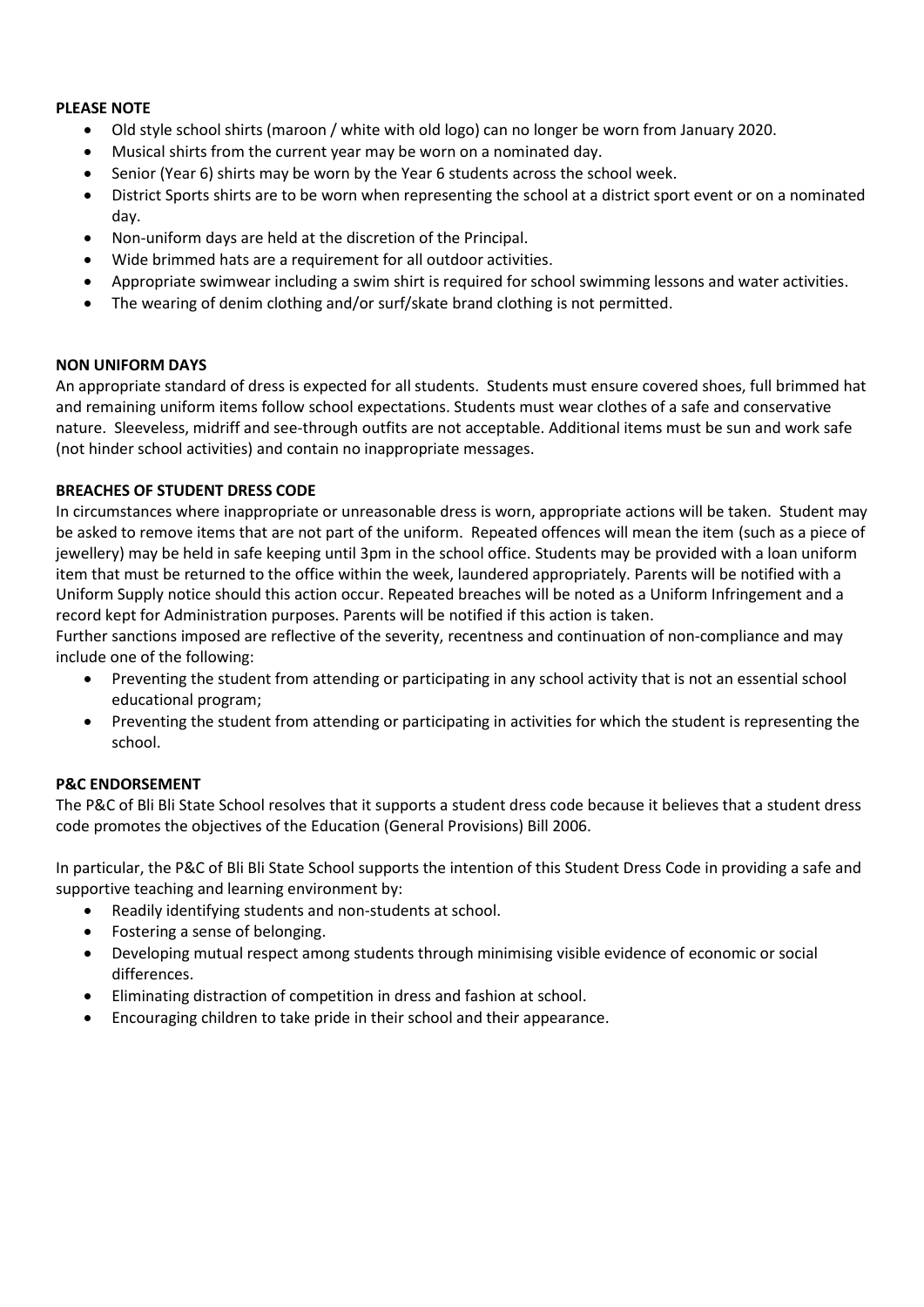**PLEASE NOTE**

- Old style school shirts (maroon / white with old logo) can no longer be worn from January 2020.
- Musical shirts from the current year may be worn on a nominated day.
- Senior (Year 6) shirts may be worn by the Year 6 students across the school week.
- District Sports shirts are to be worn when representing the school at a district sport event or on a nominated day.
- Non-uniform days are held at the discretion of the Principal.
- Wide brimmed hats are a requirement for all outdoor activities.
- Appropriate swimwear including a swim shirt is required for school swimming lessons and water activities.
- The wearing of denim clothing and/or surf/skate brand clothing is not permitted.

**NON UNIFORM DAYS**

An appropriate standard of dress is expected for all students. Students must ensure covered shoes, full brimmed hat and remaining uniform items follow school expectations. Students must wear clothes of a safe and conservative nature. Sleeveless, midriff and see-through outfits are not acceptable. Additional items must be sun and work safe (not hinder school activities) and contain no inappropriate messages.

**BREACHES OF STUDENT DRESS CODE**

In circumstances where inappropriate or unreasonable dress is worn, appropriate actions will be taken. Student may be asked to remove items that are not part of the uniform. Repeated offences will mean the item (such as a piece of jewellery) may be held in safe keeping until 3pm in the school office. Students may be provided with a loan uniform item that must be returned to the office within the week, laundered appropriately. Parents will be notified with a Uniform Supply notice should this action occur. Repeated breaches will be noted as a Uniform Infringement and a record kept for Administration purposes. Parents will be notified if this action is taken.

Further sanctions imposed are reflective of the severity, recentness and continuation of non-compliance and may include one of the following:

- Preventing the student from attending or participating in any school activity that is not an essential school educational program;
- Preventing the student from attending or participating in activities for which the student is representing the school.

**P&C ENDORSEMENT**

The P&C of Bli Bli State School resolves that it supports a student dress code because it believes that a student dress code promotes the objectives of the Education (General Provisions) Bill 2006.

In particular, the P&C of Bli Bli State School supports the intention of this Student Dress Code in providing a safe and supportive teaching and learning environment by:

- Readily identifying students and non-students at school.
- Fostering a sense of belonging.
- Developing mutual respect among students through minimising visible evidence of economic or social differences.
- Eliminating distraction of competition in dress and fashion at school.
- Encouraging children to take pride in their school and their appearance.